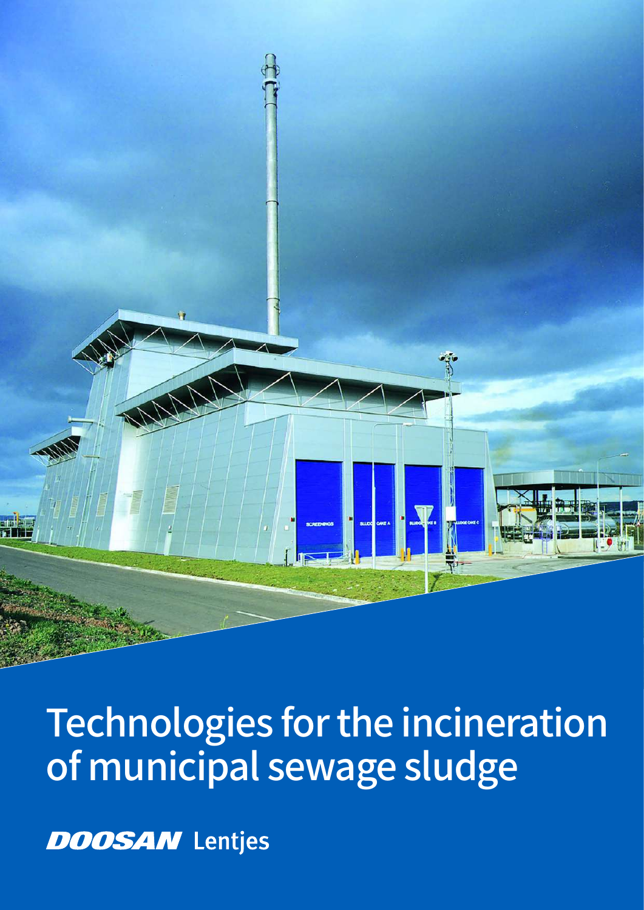# Technologies for the incineration of municipal sewage sludge

**DOOSAN** Lentjes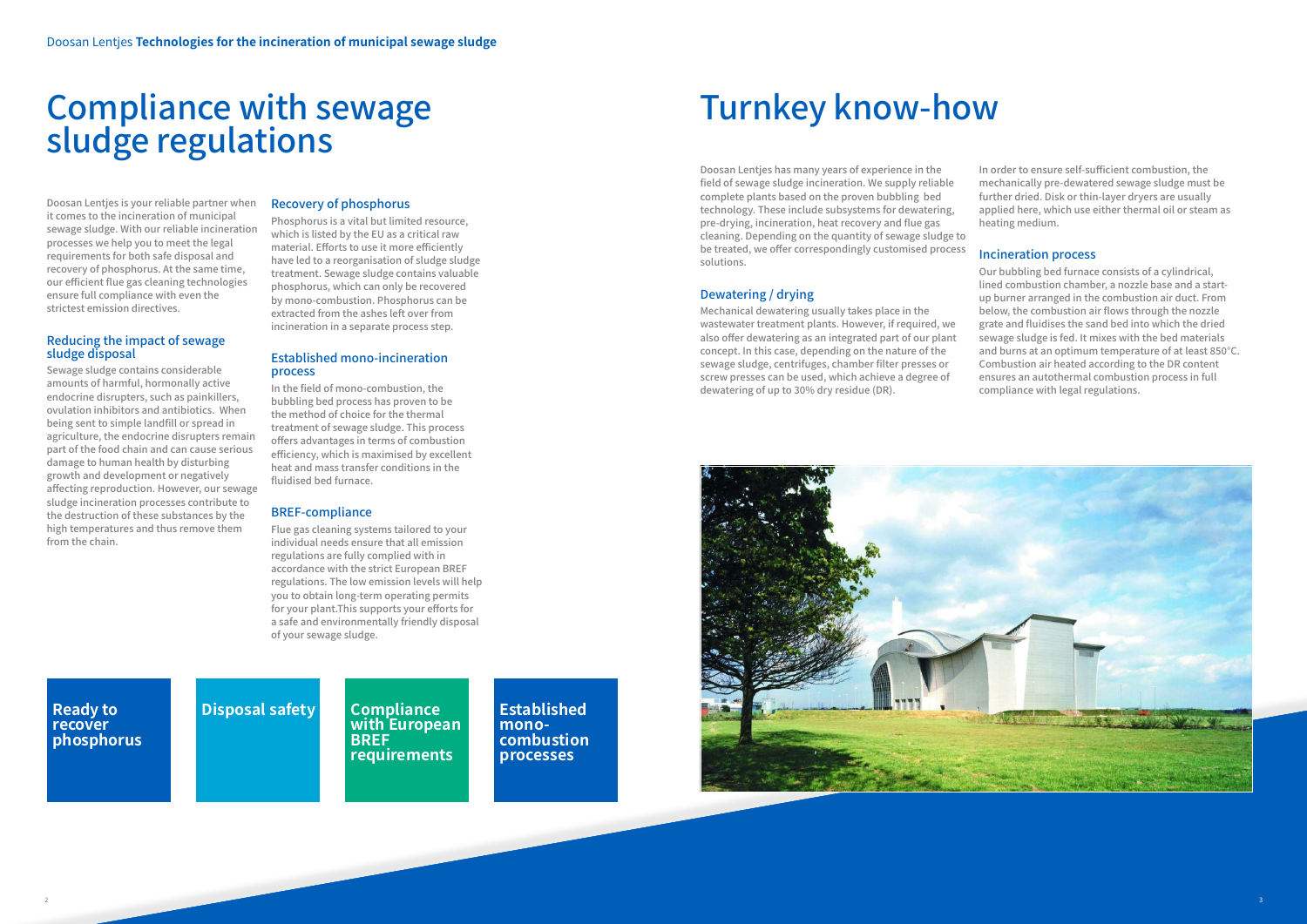# Compliance with sewage sludge regulations

Doosan Lentjes is your reliable partner when it comes to the incineration of municipal sewage sludge. With our reliable incineration processes we help you to meet the legal requirements for both safe disposal and recovery of phosphorus. At the same time, our efficient flue gas cleaning technologies ensure full compliance with even the strictest emission directives.

### Reducing the impact of sewage sludge disposal

Sewage sludge contains considerable amounts of harmful, hormonally active endocrine disrupters, such as painkillers, ovulation inhibitors and antibiotics. When being sent to simple landfill or spread in agriculture, the endocrine disrupters remain part of the food chain and can cause serious damage to human health by disturbing growth and development or negatively affecting reproduction. However, our sewage sludge incineration processes contribute to the destruction of these substances by the high temperatures and thus remove them from the chain.

### Recovery of phosphorus

Phosphorus is a vital but limited resource, which is listed by the EU as a critical raw material. Efforts to use it more efficiently have led to a reorganisation of sludge sludge treatment. Sewage sludge contains valuable phosphorus, which can only be recovered by mono-combustion. Phosphorus can be extracted from the ashes left over from incineration in a separate process step.

### Established mono-incineration process

In the field of mono-combustion, the bubbling bed process has proven to be the method of choice for the thermal treatment of sewage sludge. This process offers advantages in terms of combustion efficiency, which is maximised by excellent heat and mass transfer conditions in the fluidised bed furnace.

### BREF-compliance

Flue gas cleaning systems tailored to your individual needs ensure that all emission regulations are fully complied with in accordance with the strict European BREF regulations. The low emission levels will help you to obtain long-term operating permits for your plant.This supports your efforts for a safe and environmentally friendly disposal of your sewage sludge.

**Ready to recover phosphorus**

**Disposal safety**

**Compliance with European BREF requirements**

**Established mono-combustion processes**

# Turnkey know-how

Doosan Lentjes has many years of experience in the field of sewage sludge incineration. We supply reliable complete plants based on the proven bubbling bed technology. These include subsystems for dewatering, pre-drying, incineration, heat recovery and flue gas cleaning. Depending on the quantity of sewage sludge to be treated, we offer correspondingly customised process solutions.

### Dewatering / drying

Mechanical dewatering usually takes place in the wastewater treatment plants. However, if required, we also offer dewatering as an integrated part of our plant concept. In this case, depending on the nature of the sewage sludge, centrifuges, chamber filter presses or screw presses can be used, which achieve a degree of dewatering of up to 30% dry residue (DR).

In order to ensure self-sufficient combustion, the mechanically pre-dewatered sewage sludge must be further dried. Disk or thin-layer dryers are usually applied here, which use either thermal oil or steam as heating medium.

### Incineration process

Our bubbling bed furnace consists of a cylindrical, lined combustion chamber, a nozzle base and a start-up burner arranged in the combustion air duct. From below, the combustion air flows through the nozzle grate and fluidises the sand bed into which the dried sewage sludge is fed. It mixes with the bed materials and burns at an optimum temperature of at least 850°C. Combustion air heated according to the DR content ensures an autothermal combustion process in full compliance with legal regulations.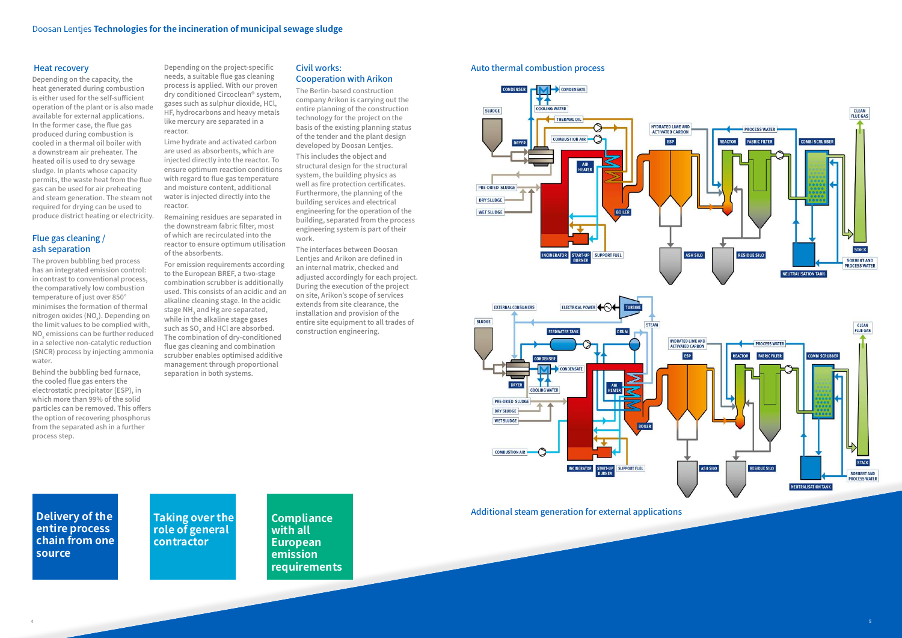# Doosan Lentjes **Technologies for the incineration of municipal sewage sludge**

## Heat recovery

Depending on the capacity, the heat generated during combustion is either used for the self-sufficient operation of the plant or is also made available for external applications. In the former case, the flue gas produced during combustion is cooled in a thermal oil boiler with a downstream air preheater. The heated oil is used to dry sewage sludge. In plants whose capacity permits, the waste heat from the flue gas can be used for air preheating and steam generation. The steam not required for drying can be used to produce district heating or electricity.

## Flue gas cleaning / ash separation

The proven bubbling bed process has an integrated emission control: in contrast to conventional process, the comparatively low combustion temperature of just over 850° minimises the formation of thermal nitrogen oxides ($NO_x$). Depending on the limit values to be complied with, $NO_x$ emissions can be further reduced in a selective non-catalytic reduction (SNCR) process by injecting ammonia water.

Behind the bubbling bed furnace, the cooled flue gas enters the electrostatic precipitator (ESP), in which more than 99% of the solid particles can be removed. This offers the option of recovering phosphorus from the separated ash in a further process step.

Depending on the project-specific needs, a suitable flue gas cleaning process is applied. With our proven dry conditioned Circoclean® system, gases such as sulphur dioxide, HCl, HF, hydrocarbons and heavy metals like mercury are separated in a reactor.

Lime hydrate and activated carbon are used as absorbents, which are injected directly into the reactor. To ensure optimum reaction conditions with regard to flue gas temperature and moisture content, additional water is injected directly into the reactor.

Remaining residues are separated in the downstream fabric filter, most of which are recirculated into the reactor to ensure optimum utilisation of the absorbents.

For emission requirements according to the European BREF, a two-stage combination scrubber is additionally used. This consists of an acidic and an alkaline cleaning stage. In the acidic stage $NH_3$ and Hg are separated, while in the alkaline stage gases such as $SO_2$ and HCl are absorbed. The combination of dry-conditioned flue gas cleaning and combination scrubber enables optimised additive management through proportional separation in both systems.

## Civil works: Cooperation with Arikon

The Berlin-based construction company Arikon is carrying out the entire planning of the construction technology for the project on the basis of the existing planning status of the tender and the plant design developed by Doosan Lentjes.

This includes the object and structural design for the structural system, the building physics as well as fire protection certificates. Furthermore, the planning of the building services and electrical engineering for the operation of the building, separated from the process engineering system is part of their work.

The interfaces between Doosan Lentjes and Arikon are defined in an internal matrix, checked and adjusted accordingly for each project. During the execution of the project on site, Arikon's scope of services extends from site clearance, the installation and provision of the entire site equipment to all trades of construction engineering.

## Auto thermal combustion process

CONDENSER · CONDENSATE · COOLING WATER · THERMAL OIL · SLUDGE · DRYER · COMBUSTION AIR · AIR HEATER · PRE-DRIED SLUDGE · DRY SLUDGE · WET SLUDGE · BOILER · INCINERATOR · START-UP BURNER · SUPPORT FUEL · HYDRATED LIME AND ACTIVATED CARBON · ESP · ASH SILO · PROCESS WATER · REACTOR · FABRIC FILTER · RESIDUE SILO · COMBI SCRUBBER · NEUTRALISATION TANK · CLEAN FLUE GAS · STACK · SORBENT AND PROCESS WATER

EXTERNAL CONSUMERS · ELECTRICAL POWER · TURBINE · STEAM · SLUDGE · FEEDWATER TANK · DRUM · CONDENSER · CONDENSATE · DRYER · COOLING WATER · AIR HEATER · PRE-DRIED SLUDGE · DRY SLUDGE · WET SLUDGE · BOILER · COMBUSTION AIR · INCINERATOR · START-UP BURNER · SUPPORT FUEL · HYDRATED LIME AND ACTIVATED CARBON · ESP · ASH SILO · PROCESS WATER · REACTOR · FABRIC FILTER · RESIDUE SILO · COMBI SCRUBBER · NEUTRALISATION TANK · CLEAN FLUE GAS · STACK · SORBENT AND PROCESS WATER

Additional steam generation for external applications

**Delivery of the entire process chain from one source**

**Taking over the role of general contractor**

**Compliance with all European emission requirements**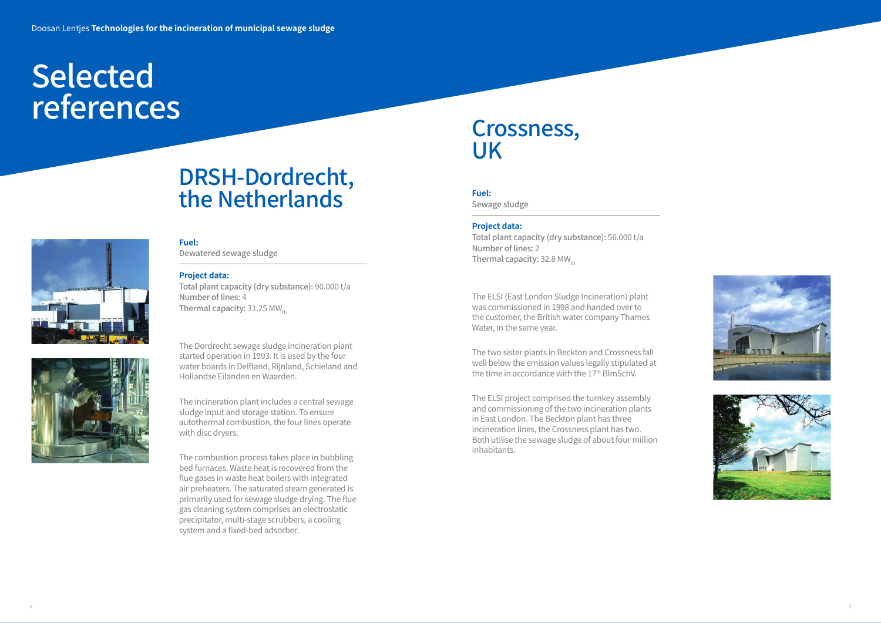# Selected references

## DRSH-Dordrecht, the Netherlands

**Fuel:**
Dewatered sewage sludge

**Project data:**
**Total plant capacity (dry substance):** 90.000 t/a
**Number of lines:** 4
**Thermal capacity:** 31.25 $MW_{th}$

The Dordrecht sewage sludge incineration plant started operation in 1993. It is used by the four water boards in Delfland, Rijnland, Schieland and Hollandse Eilanden en Waarden.

The incineration plant includes a central sewage sludge input and storage station. To ensure autothermal combustion, the four lines operate with disc dryers.

The combustion process takes place in bubbling bed furnaces. Waste heat is recovered from the flue gases in waste heat boilers with integrated air preheaters. The saturated steam generated is primarily used for sewage sludge drying. The flue gas cleaning system comprises an electrostatic precipitator, multi-stage scrubbers, a cooling system and a fixed-bed adsorber.

## Crossness, UK

**Fuel:**
Sewage sludge

**Project data:**
**Total plant capacity (dry substance):** 56.000 t/a
**Number of lines:** 2
**Thermal capacity:** 32.8 $MW_{th}$

The ELSI (East London Sludge Incineration) plant was commissioned in 1998 and handed over to the customer, the British water company Thames Water, in the same year.

The two sister plants in Beckton and Crossness fall well below the emission values legally stipulated at the time in accordance with the 17th BImSchV.

The ELSI project comprised the turnkey assembly and commissioning of the two incineration plants in East London. The Beckton plant has three incineration lines, the Crossness plant has two. Both utilise the sewage sludge of about four million inhabitants.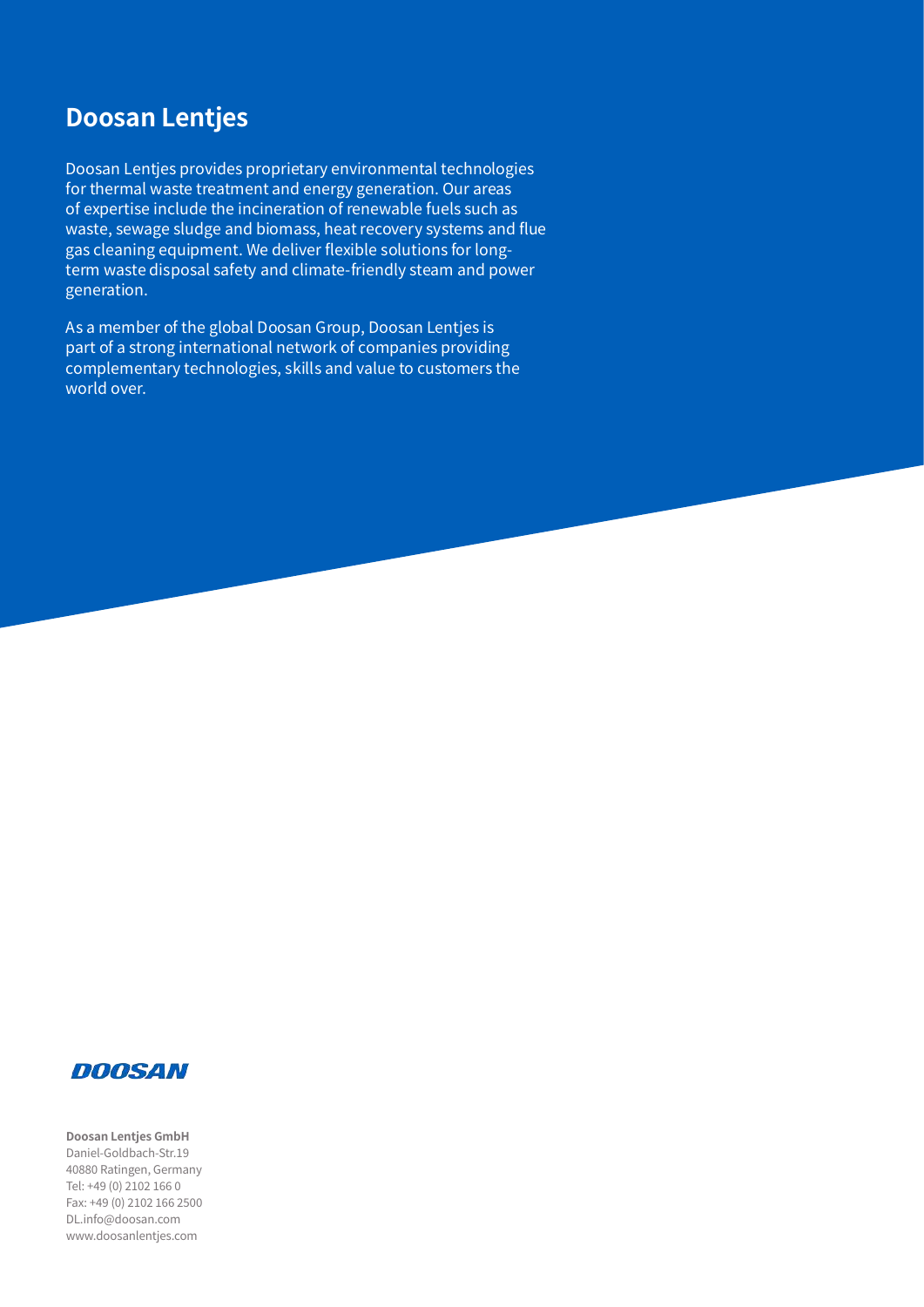## Doosan Lentjes

Doosan Lentjes provides proprietary environmental technologies for thermal waste treatment and energy generation. Our areas of expertise include the incineration of renewable fuels such as waste, sewage sludge and biomass, heat recovery systems and flue gas cleaning equipment. We deliver flexible solutions for long-term waste disposal safety and climate-friendly steam and power generation.

As a member of the global Doosan Group, Doosan Lentjes is part of a strong international network of companies providing complementary technologies, skills and value to customers the world over.

DOOSAN

**Doosan Lentjes GmbH**
Daniel-Goldbach-Str.19
40880 Ratingen, Germany
Tel: +49 (0) 2102 166 0
Fax: +49 (0) 2102 166 2500
DL.info@doosan.com
www.doosanlentjes.com